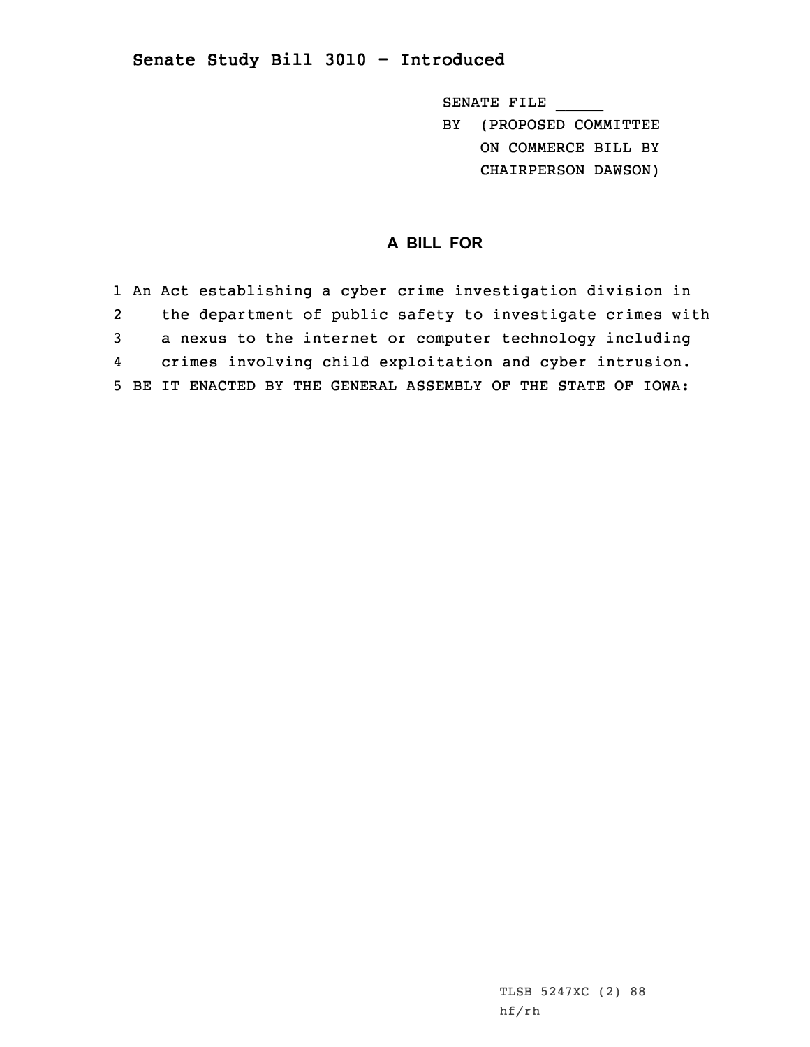## Senate Study Bill 3010 - Introduced

SENATE FILE _____
BY (PROPOSED COMMITTEE
ON COMMERCE BILL BY
CHAIRPERSON DAWSON)

### A BILL FOR

1 An Act establishing a cyber crime investigation division in
2 the department of public safety to investigate crimes with
3 a nexus to the internet or computer technology including
4 crimes involving child exploitation and cyber intrusion.
5 BE IT ENACTED BY THE GENERAL ASSEMBLY OF THE STATE OF IOWA:

TLSB 5247XC (2) 88
hf/rh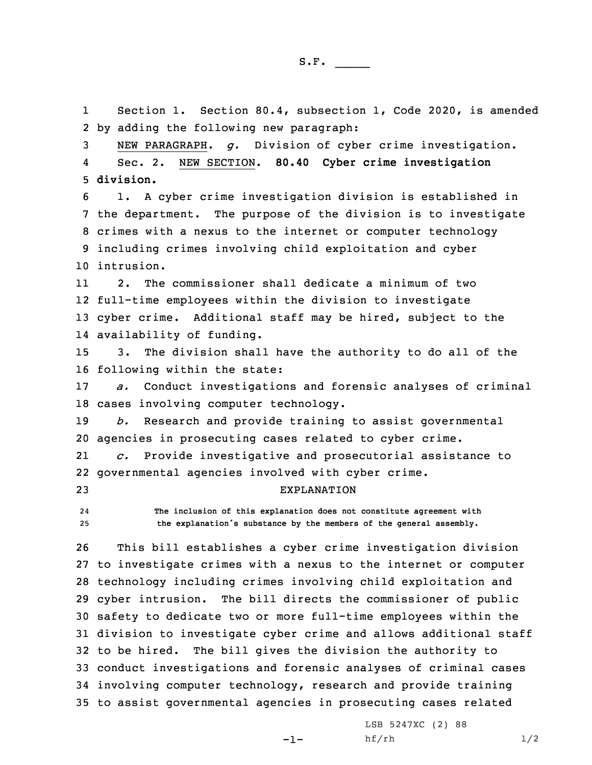S.F. _____

Section 1. Section 80.4, subsection 1, Code 2020, is amended by adding the following new paragraph:

NEW PARAGRAPH. *g.* Division of cyber crime investigation.

Sec. 2. NEW SECTION. **80.40 Cyber crime investigation division.**

1. A cyber crime investigation division is established in the department. The purpose of the division is to investigate crimes with a nexus to the internet or computer technology including crimes involving child exploitation and cyber intrusion.

2. The commissioner shall dedicate a minimum of two full-time employees within the division to investigate cyber crime. Additional staff may be hired, subject to the availability of funding.

3. The division shall have the authority to do all of the following within the state:

*a.* Conduct investigations and forensic analyses of criminal cases involving computer technology.

*b.* Research and provide training to assist governmental agencies in prosecuting cases related to cyber crime.

*c.* Provide investigative and prosecutorial assistance to governmental agencies involved with cyber crime.

EXPLANATION

The inclusion of this explanation does not constitute agreement with the explanation's substance by the members of the general assembly.

This bill establishes a cyber crime investigation division to investigate crimes with a nexus to the internet or computer technology including crimes involving child exploitation and cyber intrusion. The bill directs the commissioner of public safety to dedicate two or more full-time employees within the division to investigate cyber crime and allows additional staff to be hired. The bill gives the division the authority to conduct investigations and forensic analyses of criminal cases involving computer technology, research and provide training to assist governmental agencies in prosecuting cases related

LSB 5247XC (2) 88
hf/rh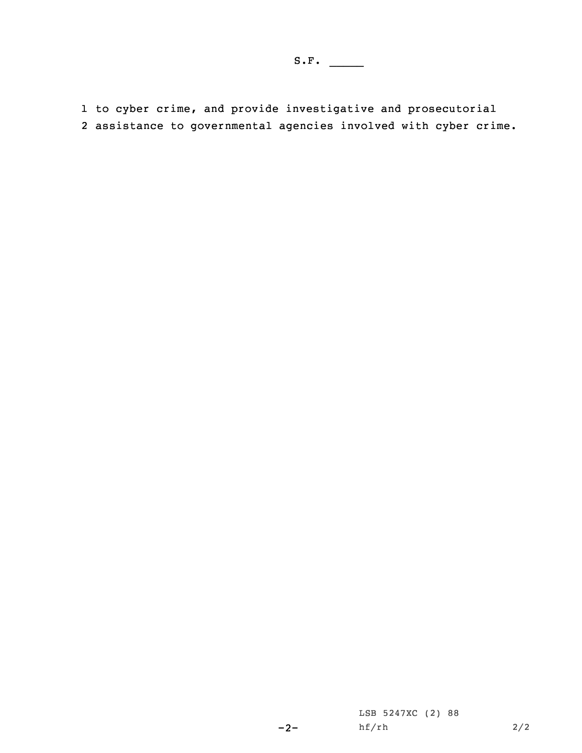S.F. _____

1 to cyber crime, and provide investigative and prosecutorial
2 assistance to governmental agencies involved with cyber crime.

LSB 5247XC (2) 88
hf/rh